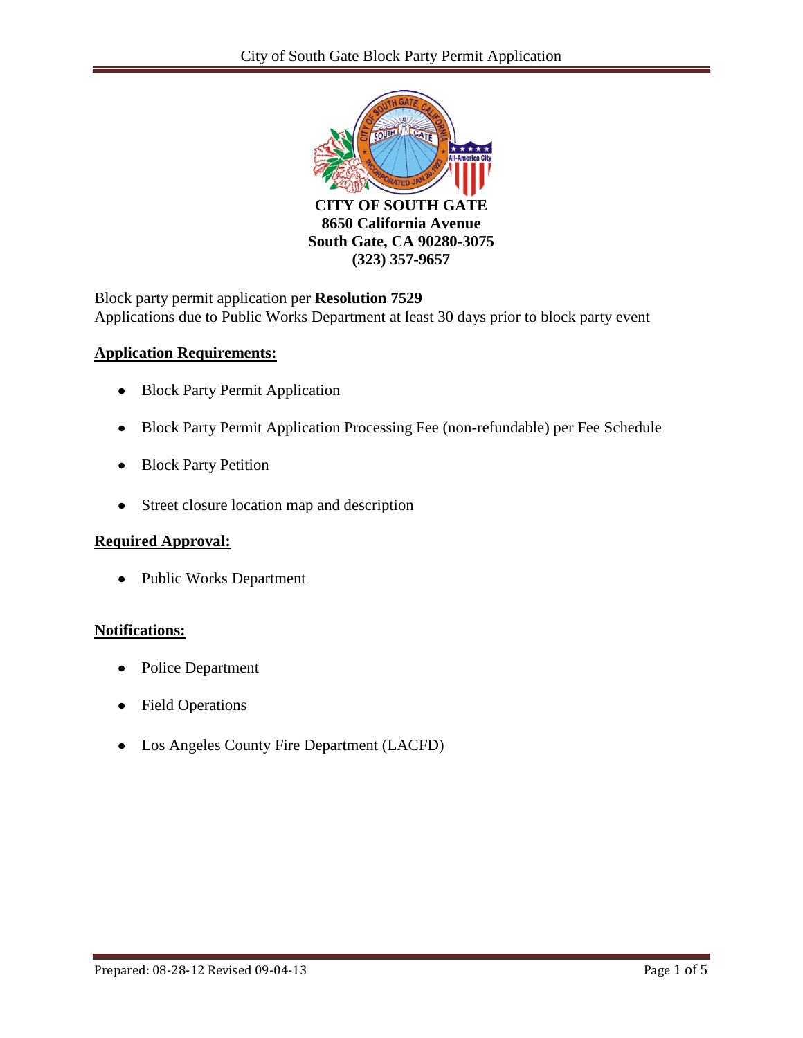**CITY OF SOUTH GATE**
**8650 California Avenue**
**South Gate, CA 90280-3075**
**(323) 357-9657**

Block party permit application per **Resolution 7529**
Applications due to Public Works Department at least 30 days prior to block party event

## Application Requirements:

- Block Party Permit Application
- Block Party Permit Application Processing Fee (non-refundable) per Fee Schedule
- Block Party Petition
- Street closure location map and description

## Required Approval:

- Public Works Department

## Notifications:

- Police Department
- Field Operations
- Los Angeles County Fire Department (LACFD)

Prepared: 08-28-12 Revised 09-04-13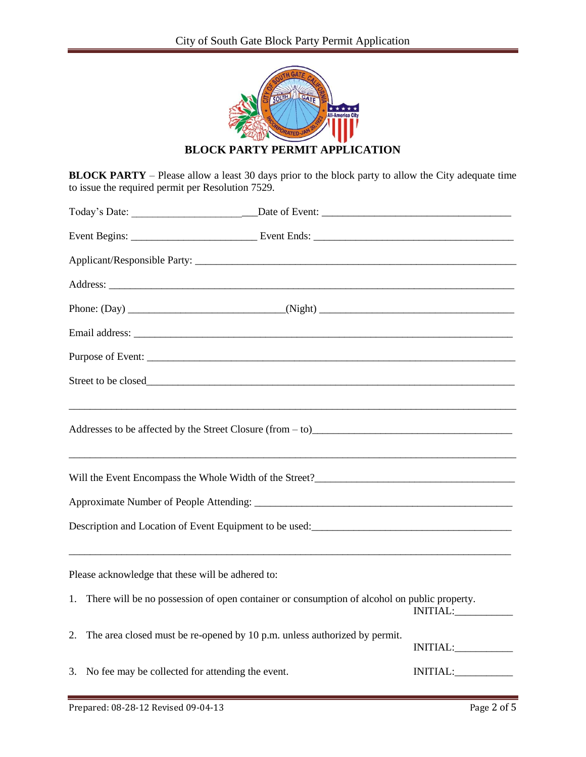# BLOCK PARTY PERMIT APPLICATION

**BLOCK PARTY** – Please allow a least 30 days prior to the block party to allow the City adequate time to issue the required permit per Resolution 7529.

Today's Date: ________________________ Date of Event: ______________________________________

Event Begins: ________________________ Event Ends: ________________________________________

Applicant/Responsible Party: ____________________________________________________________

Address: ___________________________________________________________________________

Phone: (Day) _____________________________(Night) ______________________________________

Email address: _______________________________________________________________________

Purpose of Event: _____________________________________________________________________

Street to be closed______________________________________________________________________

_____________________________________________________________________________________

Addresses to be affected by the Street Closure (from – to)______________________________________

_____________________________________________________________________________________

Will the Event Encompass the Whole Width of the Street?______________________________________

Approximate Number of People Attending: _________________________________________________

Description and Location of Event Equipment to be used:______________________________________

_____________________________________________________________________________________

Please acknowledge that these will be adhered to:

1. There will be no possession of open container or consumption of alcohol on public property. INITIAL:___________
2. The area closed must be re-opened by 10 p.m. unless authorized by permit. INITIAL:___________
3. No fee may be collected for attending the event. INITIAL:___________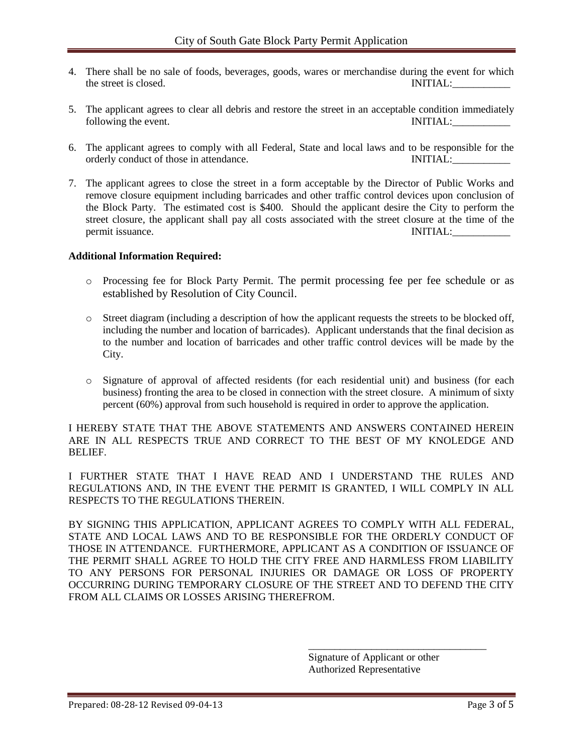4. There shall be no sale of foods, beverages, goods, wares or merchandise during the event for which the street is closed. INITIAL:___________

5. The applicant agrees to clear all debris and restore the street in an acceptable condition immediately following the event. INITIAL:___________

6. The applicant agrees to comply with all Federal, State and local laws and to be responsible for the orderly conduct of those in attendance. INITIAL:___________

7. The applicant agrees to close the street in a form acceptable by the Director of Public Works and remove closure equipment including barricades and other traffic control devices upon conclusion of the Block Party. The estimated cost is $400. Should the applicant desire the City to perform the street closure, the applicant shall pay all costs associated with the street closure at the time of the permit issuance. INITIAL:___________

**Additional Information Required:**

- Processing fee for Block Party Permit. The permit processing fee per fee schedule or as established by Resolution of City Council.

- Street diagram (including a description of how the applicant requests the streets to be blocked off, including the number and location of barricades). Applicant understands that the final decision as to the number and location of barricades and other traffic control devices will be made by the City.

- Signature of approval of affected residents (for each residential unit) and business (for each business) fronting the area to be closed in connection with the street closure. A minimum of sixty percent (60%) approval from such household is required in order to approve the application.

I HEREBY STATE THAT THE ABOVE STATEMENTS AND ANSWERS CONTAINED HEREIN ARE IN ALL RESPECTS TRUE AND CORRECT TO THE BEST OF MY KNOLEDGE AND BELIEF.

I FURTHER STATE THAT I HAVE READ AND I UNDERSTAND THE RULES AND REGULATIONS AND, IN THE EVENT THE PERMIT IS GRANTED, I WILL COMPLY IN ALL RESPECTS TO THE REGULATIONS THEREIN.

BY SIGNING THIS APPLICATION, APPLICANT AGREES TO COMPLY WITH ALL FEDERAL, STATE AND LOCAL LAWS AND TO BE RESPONSIBLE FOR THE ORDERLY CONDUCT OF THOSE IN ATTENDANCE. FURTHERMORE, APPLICANT AS A CONDITION OF ISSUANCE OF THE PERMIT SHALL AGREE TO HOLD THE CITY FREE AND HARMLESS FROM LIABILITY TO ANY PERSONS FOR PERSONAL INJURIES OR DAMAGE OR LOSS OF PROPERTY OCCURRING DURING TEMPORARY CLOSURE OF THE STREET AND TO DEFEND THE CITY FROM ALL CLAIMS OR LOSSES ARISING THEREFROM.

___________________________________

Signature of Applicant or other Authorized Representative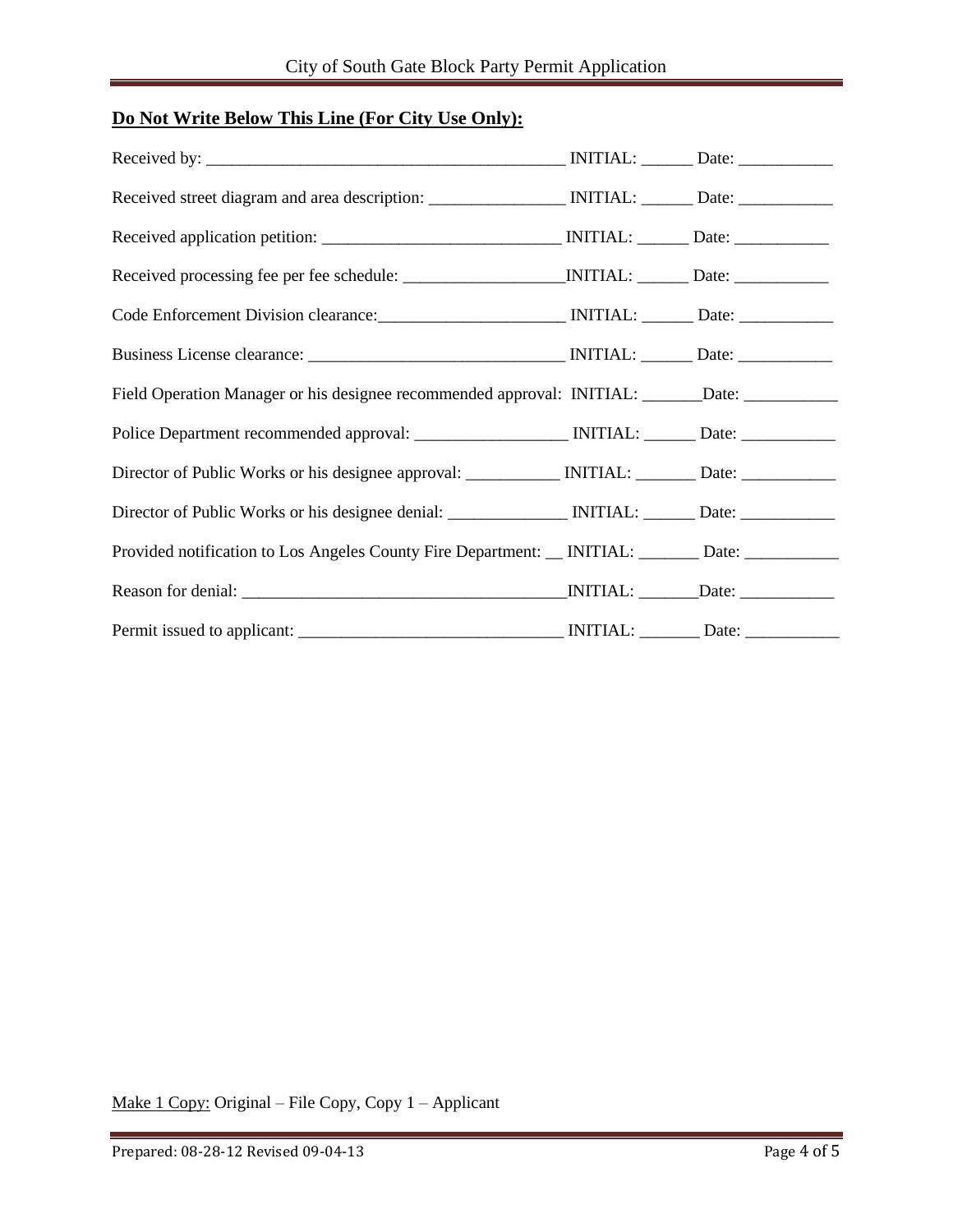**<u>Do Not Write Below This Line (For City Use Only):</u>**

Received by: ___________________________________________ INITIAL: ______ Date: ___________

Received street diagram and area description: ________________ INITIAL: ______ Date: ___________

Received application petition: ____________________________ INITIAL: ______ Date: ___________

Received processing fee per fee schedule: ___________________INITIAL: ______ Date: ___________

Code Enforcement Division clearance:______________________ INITIAL: ______ Date: ___________

Business License clearance: ______________________________ INITIAL: ______ Date: ___________

Field Operation Manager or his designee recommended approval: INITIAL: _______Date: ___________

Police Department recommended approval: __________________ INITIAL: ______ Date: ___________

Director of Public Works or his designee approval: ___________ INITIAL: _______ Date: ___________

Director of Public Works or his designee denial: ______________ INITIAL: ______ Date: ___________

Provided notification to Los Angeles County Fire Department: __ INITIAL: _______ Date: ___________

Reason for denial: ______________________________________INITIAL: _______Date: ___________

Permit issued to applicant: _______________________________ INITIAL: _______ Date: ___________

<u>Make 1 Copy:</u> Original – File Copy, Copy 1 – Applicant

Prepared: 08-28-12 Revised 09-04-13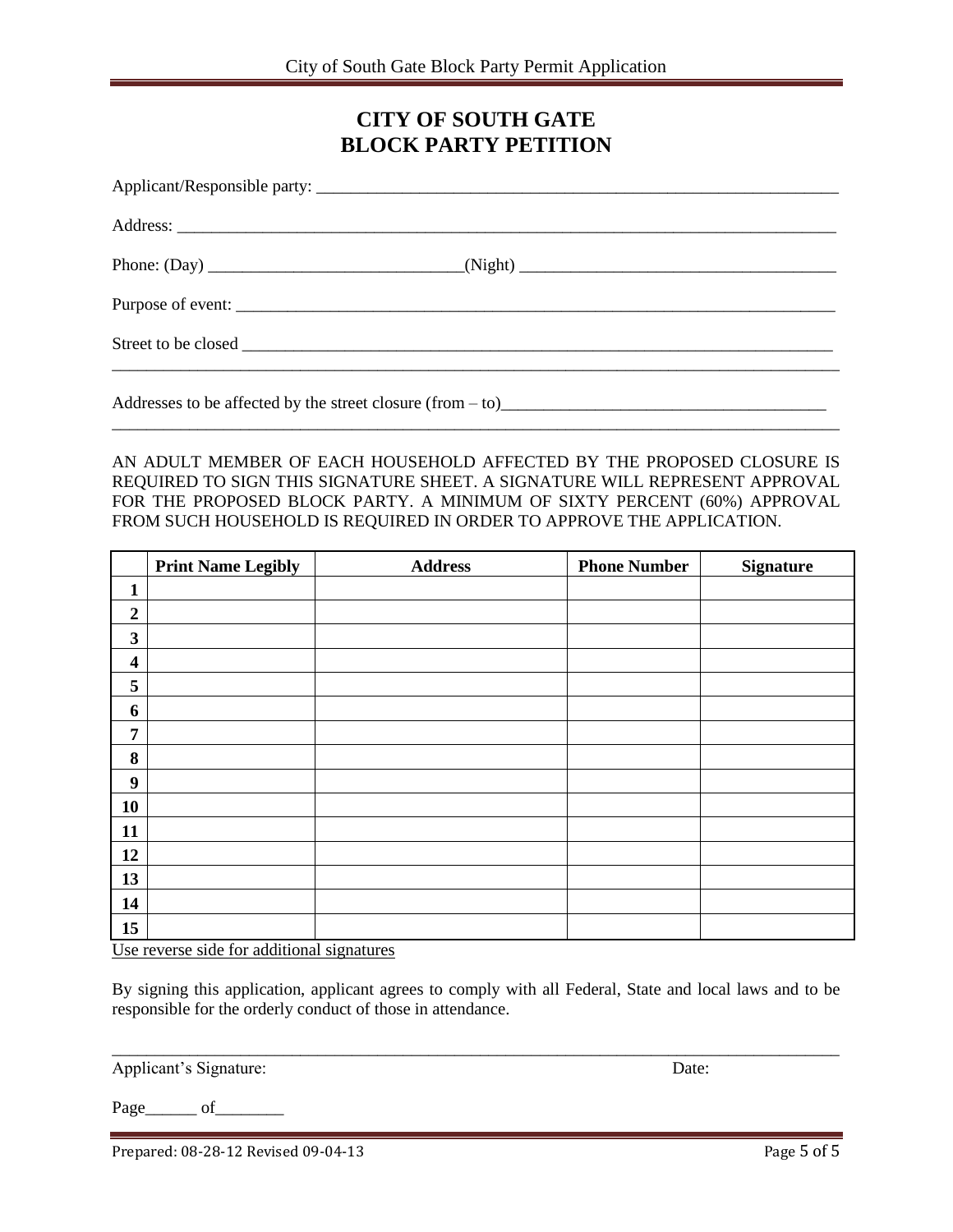# CITY OF SOUTH GATE
# BLOCK PARTY PETITION

Applicant/Responsible party: ______________________________________________________________

Address: ______________________________________________________________________________

Phone: (Day) ______________________________(Night) _____________________________________

Purpose of event: ________________________________________________________________________

Street to be closed ______________________________________________________________________
_______________________________________________________________________________________

Addresses to be affected by the street closure (from – to)______________________________________
_______________________________________________________________________________________

AN ADULT MEMBER OF EACH HOUSEHOLD AFFECTED BY THE PROPOSED CLOSURE IS REQUIRED TO SIGN THIS SIGNATURE SHEET. A SIGNATURE WILL REPRESENT APPROVAL FOR THE PROPOSED BLOCK PARTY. A MINIMUM OF SIXTY PERCENT (60%) APPROVAL FROM SUCH HOUSEHOLD IS REQUIRED IN ORDER TO APPROVE THE APPLICATION.

| | Print Name Legibly | Address | Phone Number | Signature |
|---|---|---|---|---|
| **1** | | | | |
| **2** | | | | |
| **3** | | | | |
| **4** | | | | |
| **5** | | | | |
| **6** | | | | |
| **7** | | | | |
| **8** | | | | |
| **9** | | | | |
| **10** | | | | |
| **11** | | | | |
| **12** | | | | |
| **13** | | | | |
| **14** | | | | |
| **15** | | | | |

Use reverse side for additional signatures

By signing this application, applicant agrees to comply with all Federal, State and local laws and to be responsible for the orderly conduct of those in attendance.

_______________________________________________________________________________________
Applicant's Signature: Date:

Page______ of________

Prepared: 08-28-12 Revised 09-04-13